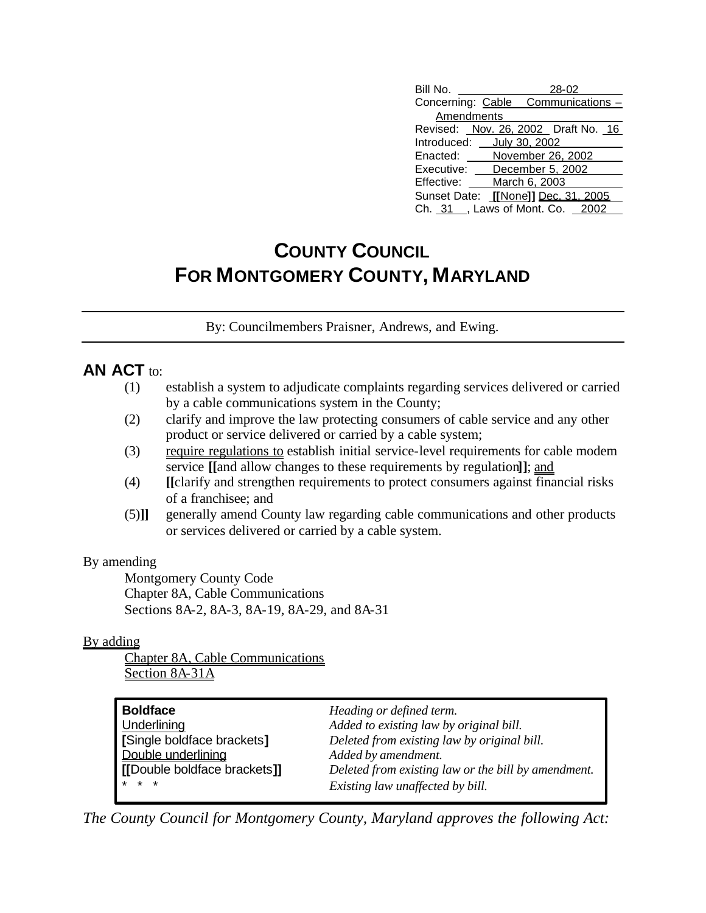Bill No. 28-02
Concerning: Cable Communications – Amendments
Revised: Nov. 26, 2002 Draft No. 16
Introduced: July 30, 2002
Enacted: November 26, 2002
Executive: December 5, 2002
Effective: March 6, 2003
Sunset Date: **[[**None**]]** Dec. 31, 2005
Ch. 31, Laws of Mont. Co. 2002

# COUNTY COUNCIL FOR MONTGOMERY COUNTY, MARYLAND

By: Councilmembers Praisner, Andrews, and Ewing.

**AN ACT** to:

(1) establish a system to adjudicate complaints regarding services delivered or carried by a cable communications system in the County;

(2) clarify and improve the law protecting consumers of cable service and any other product or service delivered or carried by a cable system;

(3) require regulations to establish initial service-level requirements for cable modem service **[[**and allow changes to these requirements by regulation**]]**; and

(4) **[[**clarify and strengthen requirements to protect consumers against financial risks of a franchisee; and

(5)**]]** generally amend County law regarding cable communications and other products or services delivered or carried by a cable system.

By amending

Montgomery County Code
Chapter 8A, Cable Communications
Sections 8A-2, 8A-3, 8A-19, 8A-29, and 8A-31

By adding

Chapter 8A, Cable Communications
Section 8A-31A

| | |
|---|---|
| **Boldface** | *Heading or defined term.* |
| Underlining | *Added to existing law by original bill.* |
| **[**Single boldface brackets**]** | *Deleted from existing law by original bill.* |
| Double underlining | *Added by amendment.* |
| **[[**Double boldface brackets**]]** | *Deleted from existing law or the bill by amendment.* |
| * * * | *Existing law unaffected by bill.* |

*The County Council for Montgomery County, Maryland approves the following Act:*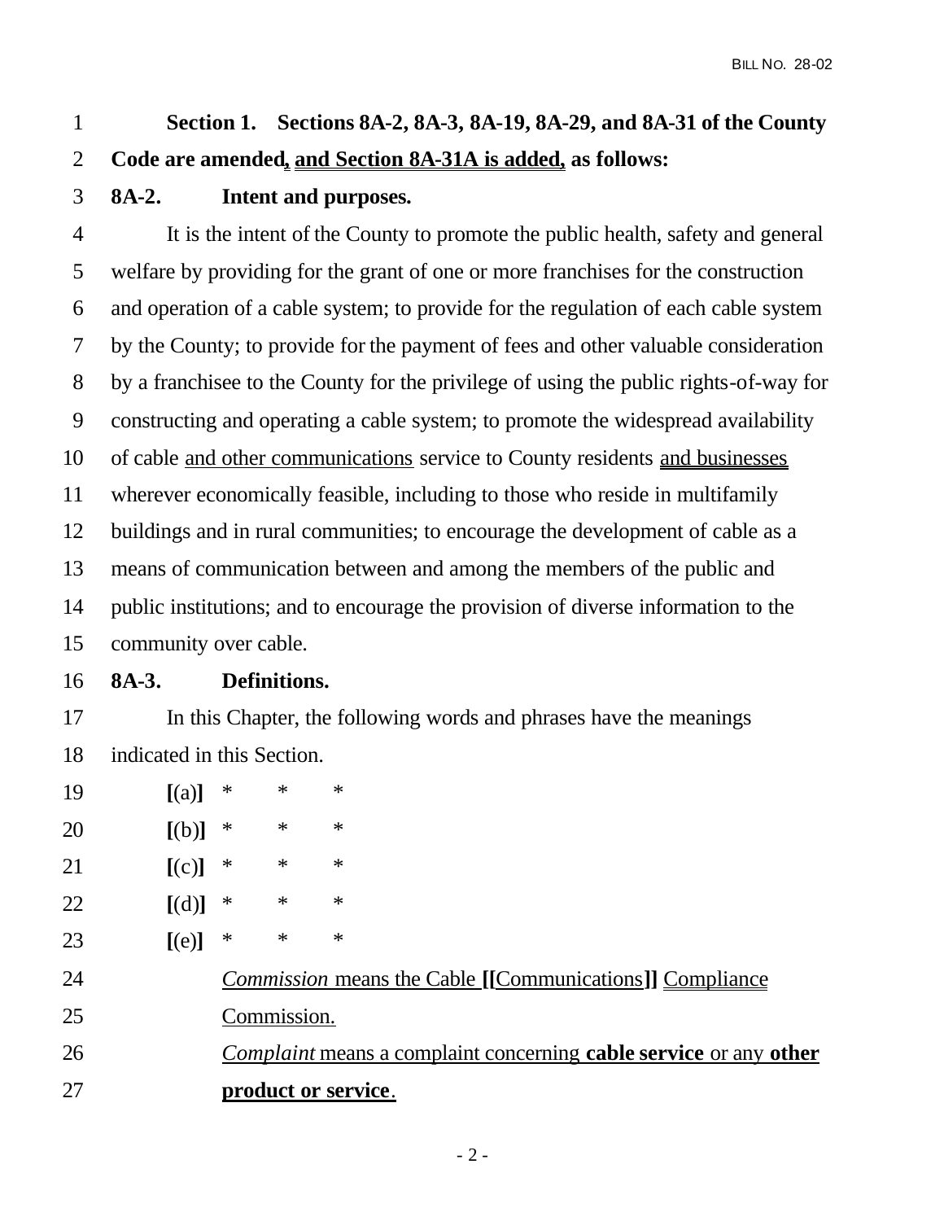**Section 1. Sections 8A-2, 8A-3, 8A-19, 8A-29, and 8A-31 of the County Code are amended, and Section 8A-31A is added, as follows:**

**8A-2. Intent and purposes.**

It is the intent of the County to promote the public health, safety and general welfare by providing for the grant of one or more franchises for the construction and operation of a cable system; to provide for the regulation of each cable system by the County; to provide for the payment of fees and other valuable consideration by a franchisee to the County for the privilege of using the public rights-of-way for constructing and operating a cable system; to promote the widespread availability of cable and other communications service to County residents and businesses wherever economically feasible, including to those who reside in multifamily buildings and in rural communities; to encourage the development of cable as a means of communication between and among the members of the public and public institutions; and to encourage the provision of diverse information to the community over cable.

**8A-3. Definitions.**

In this Chapter, the following words and phrases have the meanings indicated in this Section.

**[**(a)**]** * * *

**[**(b)**]** * * *

**[**(c)**]** * * *

**[**(d)**]** * * *

**[**(e)**]** * * *

*Commission* means the Cable **[[**Communications**]]** Compliance Commission.

*Complaint* means a complaint concerning **cable service** or any **other product or service**.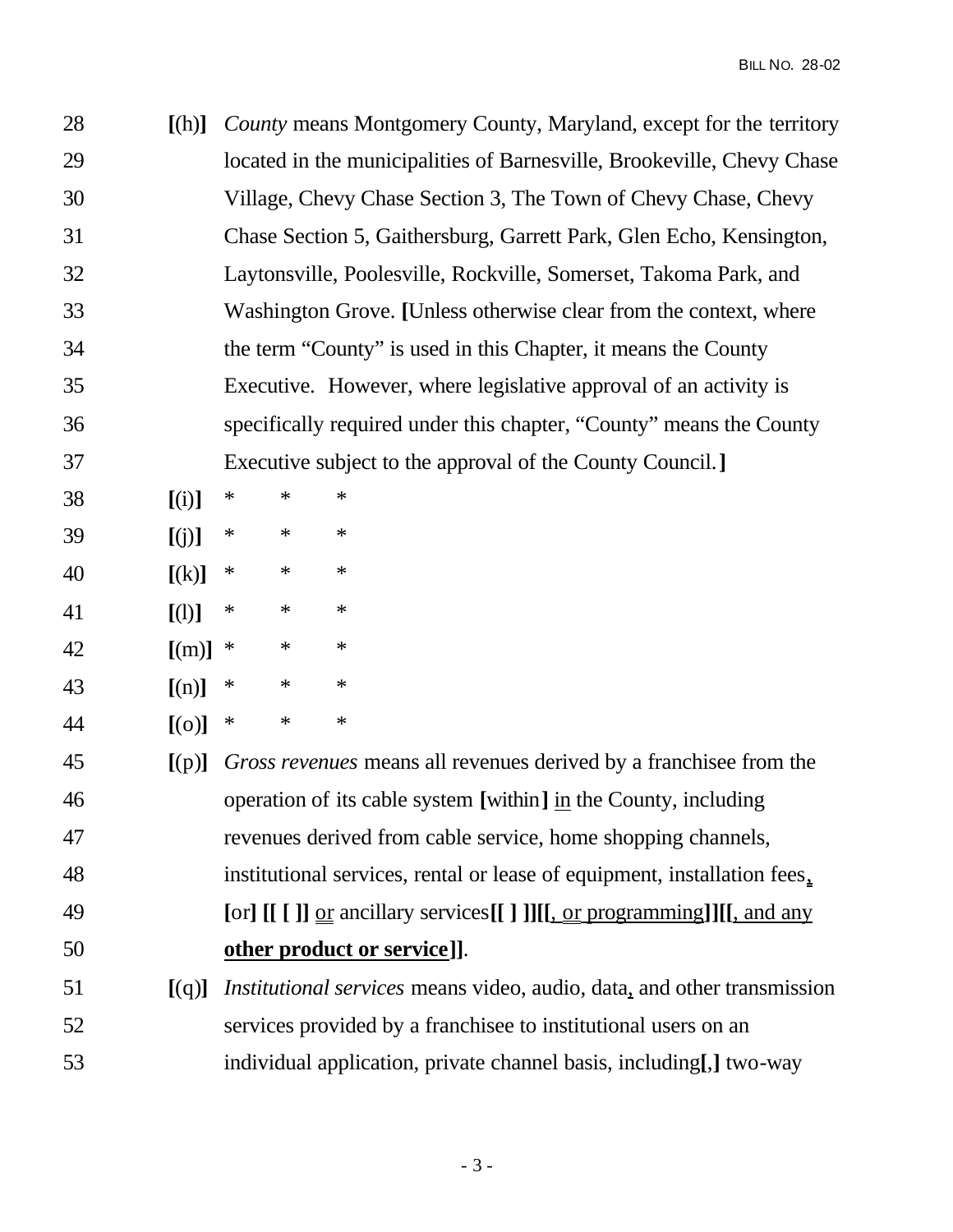28 **[**(h)**]** *County* means Montgomery County, Maryland, except for the territory
29 located in the municipalities of Barnesville, Brookeville, Chevy Chase
30 Village, Chevy Chase Section 3, The Town of Chevy Chase, Chevy
31 Chase Section 5, Gaithersburg, Garrett Park, Glen Echo, Kensington,
32 Laytonsville, Poolesville, Rockville, Somerset, Takoma Park, and
33 Washington Grove. **[**Unless otherwise clear from the context, where
34 the term "County" is used in this Chapter, it means the County
35 Executive. However, where legislative approval of an activity is
36 specifically required under this chapter, "County" means the County
37 Executive subject to the approval of the County Council.**]**

38 **[**(i)**]** * * *

39 **[**(j)**]** * * *

40 **[**(k)**]** * * *

41 **[**(l)**]** * * *

42 **[**(m)**]** * * *

43 **[**(n)**]** * * *

44 **[**(o)**]** * * *

45 **[**(p)**]** *Gross revenues* means all revenues derived by a franchisee from the
46 operation of its cable system **[**within**]** in the County, including
47 revenues derived from cable service, home shopping channels,
48 institutional services, rental or lease of equipment, installation fees,
49 **[**or**] [[ [ ]]** or ancillary services**[[ ] ]][[**, or programming**]][[**, and any
50 **other product or service]]**.

51 **[**(q)**]** *Institutional services* means video, audio, data, and other transmission
52 services provided by a franchisee to institutional users on an
53 individual application, private channel basis, including**[**,**]** two-way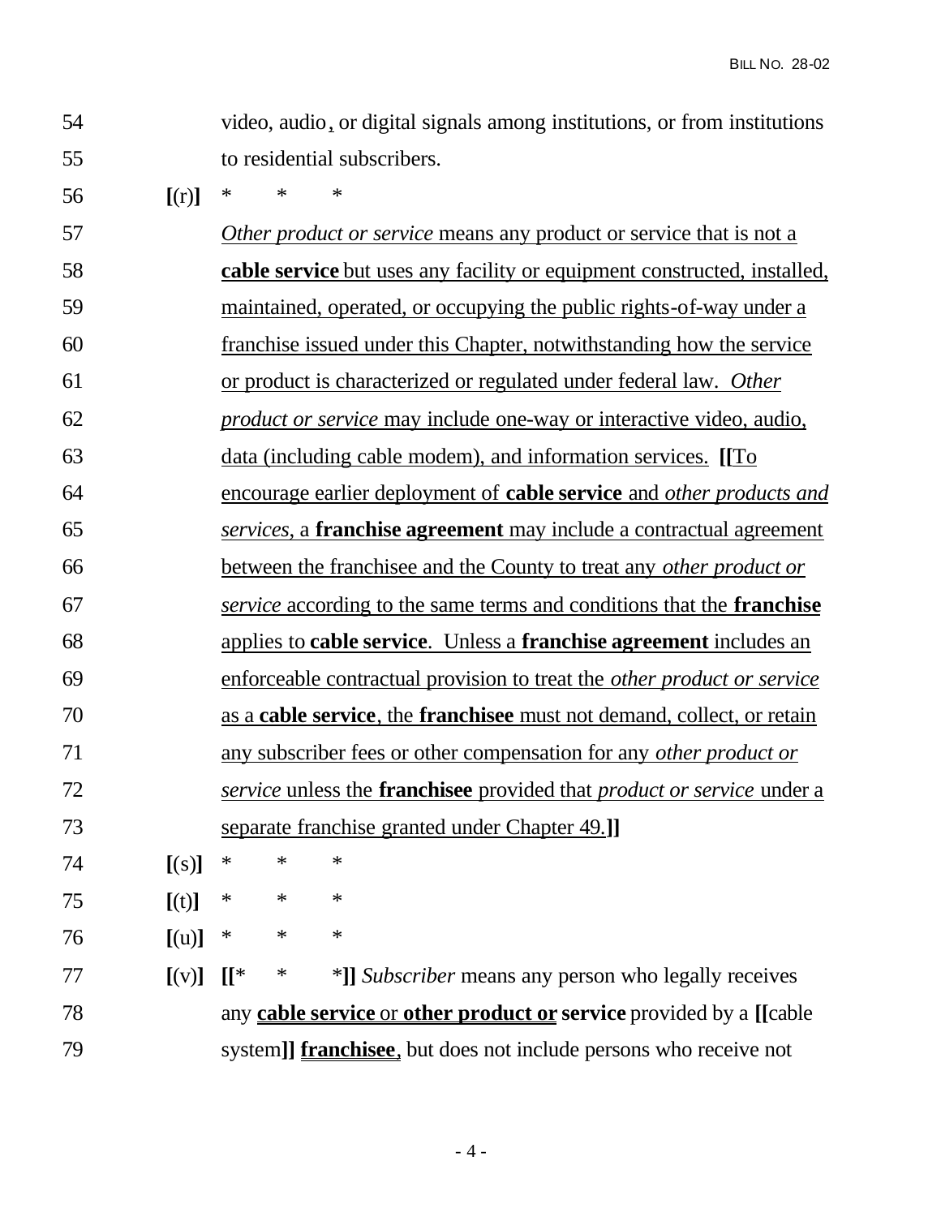54 video, audio, or digital signals among institutions, or from institutions

55 to residential subscribers.

56 **[**(r)**]** * * *

57 <u>*Other product or service* means any product or service that is not a</u>

58 <u>**cable service** but uses any facility or equipment constructed, installed,</u>

59 <u>maintained, operated, or occupying the public rights-of-way under a</u>

60 <u>franchise issued under this Chapter, notwithstanding how the service</u>

61 <u>or product is characterized or regulated under federal law. *Other*</u>

62 <u>*product or service* may include one-way or interactive video, audio,</u>

63 <u>data (including cable modem), and information services.</u> **[[**<u>To</u>

64 <u>encourage earlier deployment of **cable service** and *other products and*</u>

65 <u>*services*, a **franchise agreement** may include a contractual agreement</u>

66 <u>between the franchisee and the County to treat any *other product or*</u>

67 <u>*service* according to the same terms and conditions that the **franchise**</u>

68 <u>applies to **cable service**. Unless a **franchise agreement** includes an</u>

69 <u>enforceable contractual provision to treat the *other product or service*</u>

70 <u>as a **cable service**, the **franchisee** must not demand, collect, or retain</u>

71 <u>any subscriber fees or other compensation for any *other product or*</u>

72 <u>*service* unless the **franchisee** provided that *product or service* under a</u>

73 <u>separate franchise granted under Chapter 49.</u>**]]**

74 **[**(s)**]** * * *

75 **[**(t)**]** * * *

76 **[**(u)**]** * * *

77 **[**(v)**]** **[[*** * *__]]__ *Subscriber* means any person who legally receives

78 any <u>**cable service**</u> or <u>**other product or**</u> **service** provided by a **[[**cable

79 system**]]** <u>**franchisee**,</u> but does not include persons who receive not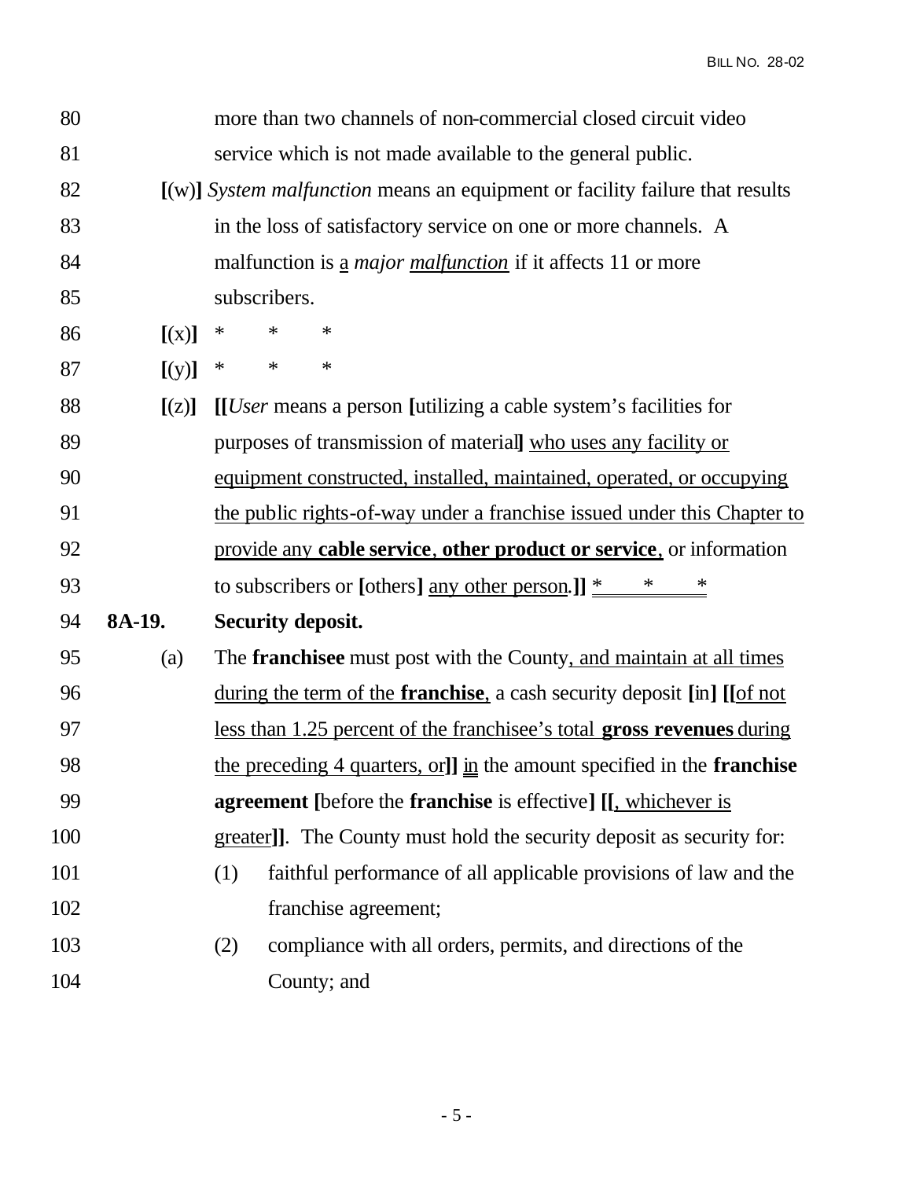80 more than two channels of non-commercial closed circuit video

81 service which is not made available to the general public.

82 **[**(w)**]** *System malfunction* means an equipment or facility failure that results

83 in the loss of satisfactory service on one or more channels. A

84 malfunction is <u>a</u> *major* <u>*malfunction*</u> if it affects 11 or more

85 subscribers.

86 **[**(x)**]** * * *

87 **[**(y)**]** * * *

88 **[**(z)**]** **[[***User* means a person **[**utilizing a cable system's facilities for

89 purposes of transmission of material**]** <u>who uses any facility or</u>

90 <u>equipment constructed, installed, maintained, operated, or occupying</u>

91 <u>the public rights-of-way under a franchise issued under this Chapter to</u>

92 <u>provide any</u> <u>**cable service**</u>, <u>**other product or service**</u>, or information

93 to subscribers or **[**others**]** <u>any other person</u>.**]]** <u>* * *</u>

94 **8A-19. Security deposit.**

95 (a) The **franchisee** must post with the County<u>, and maintain at all times</u>

96 <u>during the term of the</u> <u>**franchise**</u>, a cash security deposit **[**in**]** **[[**<u>of not</u>

97 <u>less than 1.25 percent of the franchisee's total</u> <u>**gross revenues**</u> <u>during</u>

98 <u>the preceding 4 quarters, or</u>**]]** <u>in</u> the amount specified in the **franchise**

99 **agreement [**before the **franchise** is effective**]** **[[**<u>, whichever is</u>

100 <u>greater</u>**]]**. The County must hold the security deposit as security for:

101 (1) faithful performance of all applicable provisions of law and the

102 franchise agreement;

103 (2) compliance with all orders, permits, and directions of the

104 County; and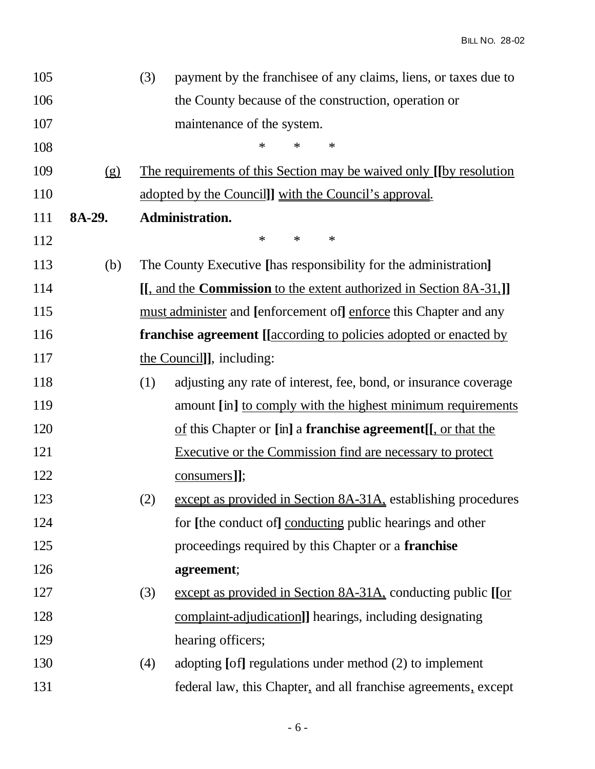105 (3) payment by the franchisee of any claims, liens, or taxes due to
106 the County because of the construction, operation or
107 maintenance of the system.

108 * * *

109 (g) The requirements of this Section may be waived only **[[**by resolution
110 adopted by the Council**]]** with the Council's approval.

111 **8A-29. Administration.**

112 * * *

113 (b) The County Executive **[**has responsibility for the administration**]**
114 **[[**, and the **Commission** to the extent authorized in Section 8A-31,**]]**
115 must administer and **[**enforcement of**]** enforce this Chapter and any
116 **franchise agreement [[**according to policies adopted or enacted by
117 the Council**]]**, including:

118 (1) adjusting any rate of interest, fee, bond, or insurance coverage
119 amount **[**in**]** to comply with the highest minimum requirements
120 of this Chapter or **[**in**]** a **franchise agreement[[**, or that the
121 Executive or the Commission find are necessary to protect
122 consumers**]]**;

123 (2) except as provided in Section 8A-31A, establishing procedures
124 for **[**the conduct of**]** conducting public hearings and other
125 proceedings required by this Chapter or a **franchise**
126 **agreement**;

127 (3) except as provided in Section 8A-31A, conducting public **[[**or
128 complaint-adjudication**]]** hearings, including designating
129 hearing officers;

130 (4) adopting **[**of**]** regulations under method (2) to implement
131 federal law, this Chapter, and all franchise agreements, except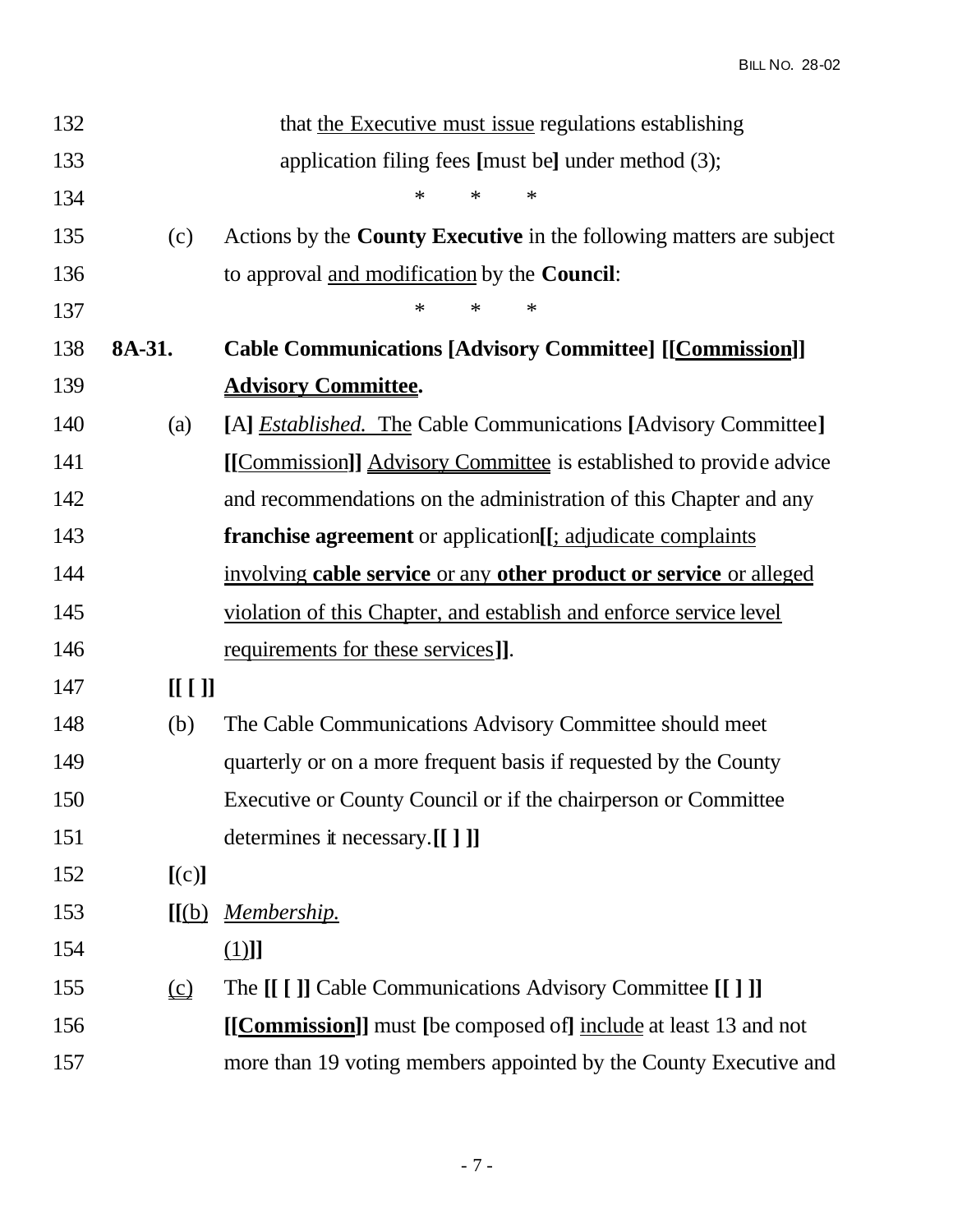132 that the Executive must issue regulations establishing
133 application filing fees **[**must be**]** under method (3);

134 \* \* \*

135 (c) Actions by the **County Executive** in the following matters are subject
136 to approval and modification by the **Council**:

137 \* \* \*

138 **8A-31. Cable Communications [Advisory Committee] [[Commission]]**
139 **Advisory Committee.**

140 (a) **[**A**]** *Established.* The Cable Communications **[**Advisory Committee**]**
141 **[[**Commission**]]** Advisory Committee is established to provide advice
142 and recommendations on the administration of this Chapter and any
143 **franchise agreement** or application**[[**; adjudicate complaints
144 involving **cable service** or any **other product or service** or alleged
145 violation of this Chapter, and establish and enforce service level
146 requirements for these services**]]**.

147 **[[ [ ]]**

148 (b) The Cable Communications Advisory Committee should meet
149 quarterly or on a more frequent basis if requested by the County
150 Executive or County Council or if the chairperson or Committee
151 determines it necessary.**[[ ] ]]**

152 **[**(c)**]**

153 **[[**(b) *Membership.*

154 (1)**]]**

155 (c) The **[[ [ ]]** Cable Communications Advisory Committee **[[ ] ]]**
156 **[[Commission]]** must **[**be composed of**]** include at least 13 and not
157 more than 19 voting members appointed by the County Executive and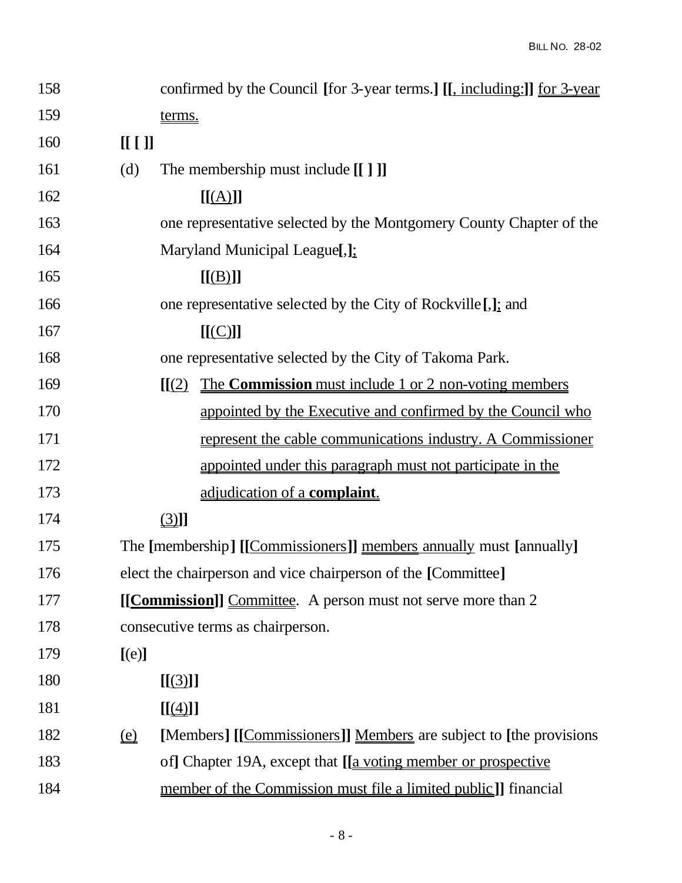158 confirmed by the Council **[**for 3-year terms.**]** **[[**, including:**]]** for 3-year

159 terms.

160 **[[ [ ]]**

161 (d) The membership must include **[[ ] ]]**

162 **[[**(A)**]]**

163 one representative selected by the Montgomery County Chapter of the

164 Maryland Municipal League**[**,**]**;

165 **[[**(B)**]]**

166 one representative selected by the City of Rockville**[**,**]**; and

167 **[[**(C)**]]**

168 one representative selected by the City of Takoma Park.

169 **[[**(2) The **Commission** must include 1 or 2 non-voting members

170 appointed by the Executive and confirmed by the Council who

171 represent the cable communications industry. A Commissioner

172 appointed under this paragraph must not participate in the

173 adjudication of a **complaint**.

174 (3)**]]**

175 The **[**membership**]** **[[**Commissioners**]]** members annually must **[**annually**]**

176 elect the chairperson and vice chairperson of the **[**Committee**]**

177 **[[Commission]]** Committee. A person must not serve more than 2

178 consecutive terms as chairperson.

179 **[**(e)**]**

180 **[[**(3)**]]**

181 **[[**(4)**]]**

182 (e) **[**Members**]** **[[**Commissioners**]]** Members are subject to **[**the provisions

183 of**]** Chapter 19A, except that **[[**a voting member or prospective

184 member of the Commission must file a limited public**]]** financial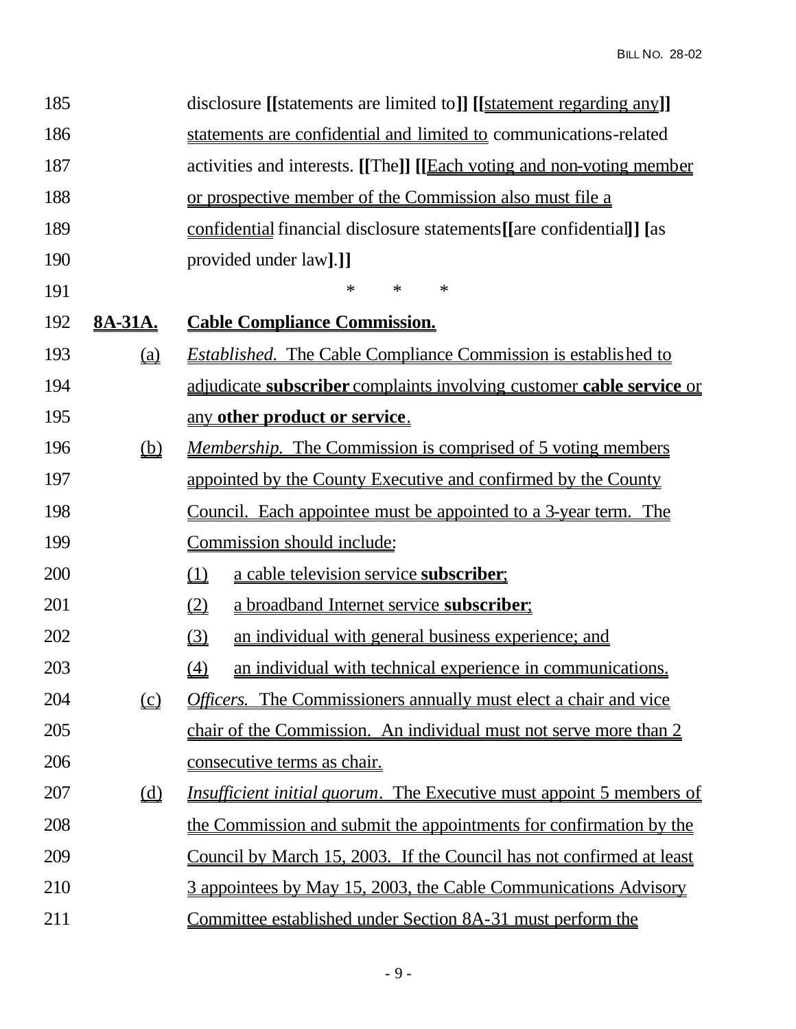185 disclosure **[[**statements are limited to**]] [[**statement regarding any**]]**
186 statements are confidential and limited to communications-related
187 activities and interests. **[[**The**]] [[**Each voting and non-voting member
188 or prospective member of the Commission also must file a
189 confidential financial disclosure statements**[[**are confidential**]] [**as
190 provided under law**]**.**]]**

191 * * *

192 **8A-31A. Cable Compliance Commission.**

193 (a) *Established.* The Cable Compliance Commission is established to
194 adjudicate **subscriber** complaints involving customer **cable service** or
195 any **other product or service**.

196 (b) *Membership.* The Commission is comprised of 5 voting members
197 appointed by the County Executive and confirmed by the County
198 Council. Each appointee must be appointed to a 3-year term. The
199 Commission should include:

200 (1) a cable television service **subscriber**;

201 (2) a broadband Internet service **subscriber**;

202 (3) an individual with general business experience; and

203 (4) an individual with technical experience in communications.

204 (c) *Officers.* The Commissioners annually must elect a chair and vice
205 chair of the Commission. An individual must not serve more than 2
206 consecutive terms as chair.

207 (d) *Insufficient initial quorum.* The Executive must appoint 5 members of
208 the Commission and submit the appointments for confirmation by the
209 Council by March 15, 2003. If the Council has not confirmed at least
210 3 appointees by May 15, 2003, the Cable Communications Advisory
211 Committee established under Section 8A-31 must perform the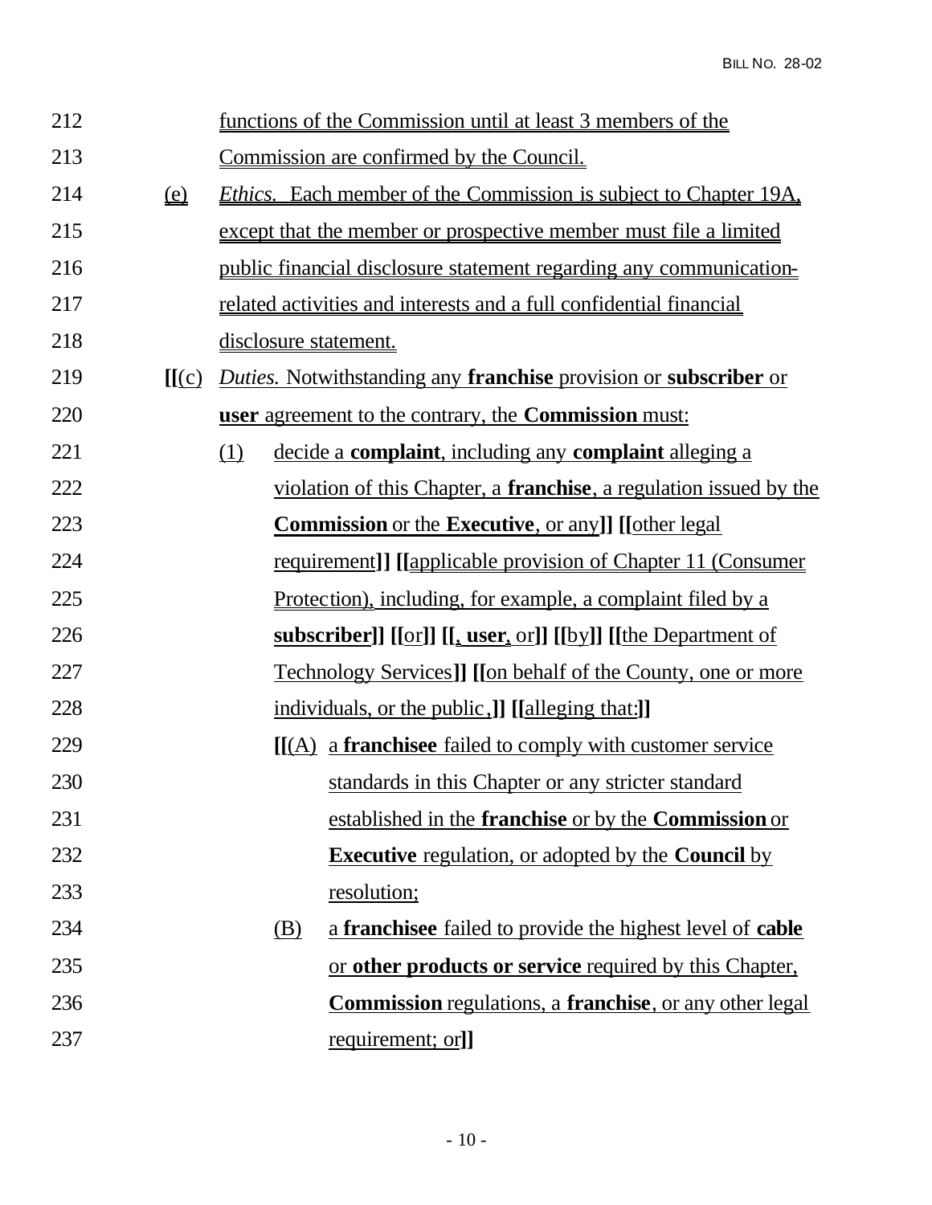212 functions of the Commission until at least 3 members of the

213 Commission are confirmed by the Council.

214 (e) *Ethics.* Each member of the Commission is subject to Chapter 19A,

215 except that the member or prospective member must file a limited

216 public financial disclosure statement regarding any communication-

217 related activities and interests and a full confidential financial

218 disclosure statement.

219 **[[**(c) *Duties.* Notwithstanding any **franchise** provision or **subscriber** or

220 **user** agreement to the contrary, the **Commission** must:

221 (1) decide a **complaint**, including any **complaint** alleging a

222 violation of this Chapter, a **franchise**, a regulation issued by the

223 **Commission** or the **Executive**, or any**]] [[**other legal

224 requirement**]] [[**applicable provision of Chapter 11 (Consumer

225 Protection), including, for example, a complaint filed by a

226 **subscriber]] [[**or**]] [[, user,** or**]] [[**by**]] [[**the Department of

227 Technology Services**]] [[**on behalf of the County, one or more

228 individuals, or the public,**]] [[**alleging that:**]]**

229 **[[**(A) a **franchisee** failed to comply with customer service

230 standards in this Chapter or any stricter standard

231 established in the **franchise** or by the **Commission** or

232 **Executive** regulation, or adopted by the **Council** by

233 resolution;

234 (B) a **franchisee** failed to provide the highest level of **cable**

235 or **other products or service** required by this Chapter,

236 **Commission** regulations, a **franchise**, or any other legal

237 requirement; or**]]**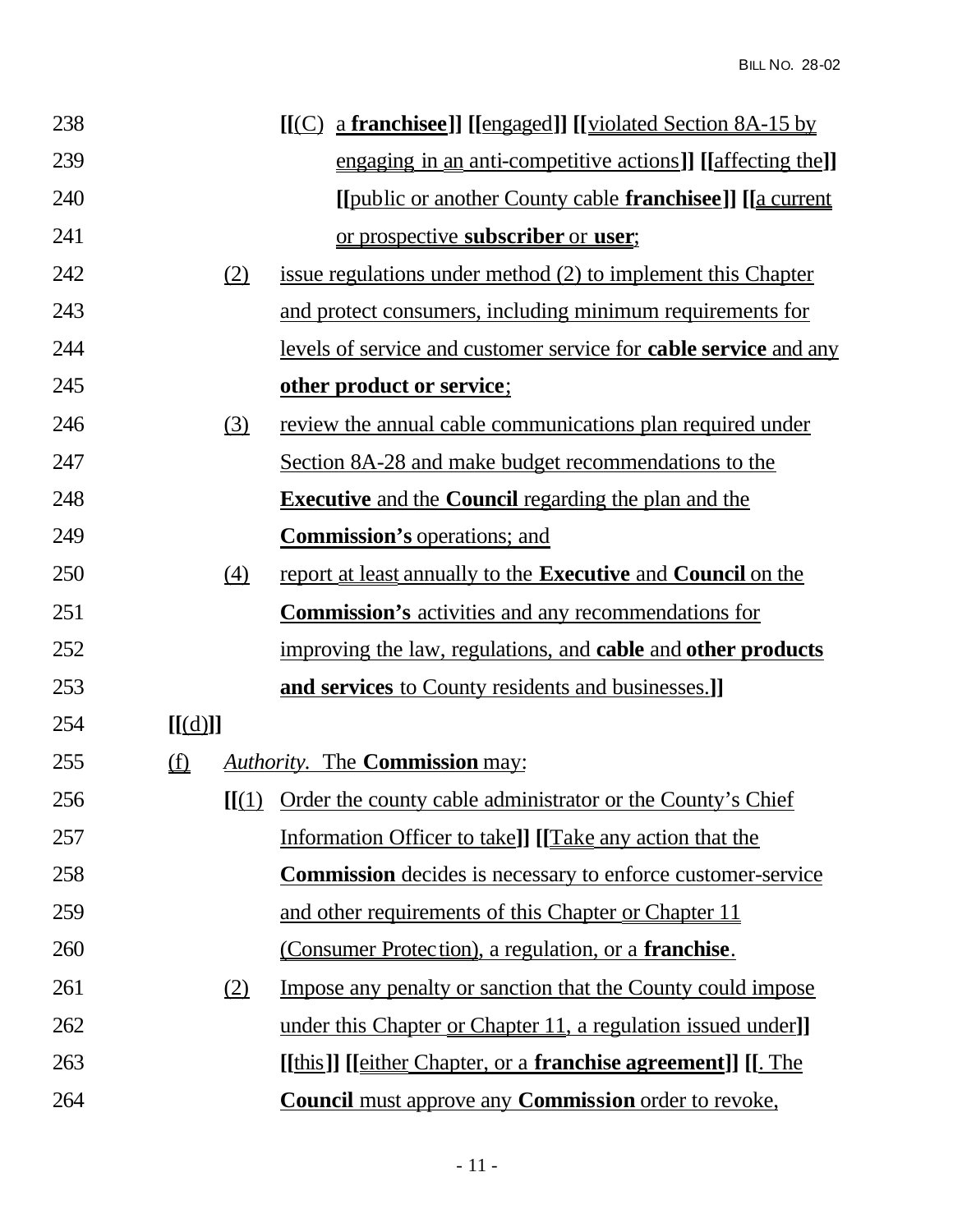238 [[(C) a **franchisee**]] [[engaged]] [[violated Section 8A-15 by
239 engaging in an anti-competitive actions]] [[affecting the]]
240 [[public or another County cable **franchisee**]] [[a current
241 or prospective **subscriber** or **user**;
242 (2) issue regulations under method (2) to implement this Chapter
243 and protect consumers, including minimum requirements for
244 levels of service and customer service for **cable service** and any
245 **other product or service**;
246 (3) review the annual cable communications plan required under
247 Section 8A-28 and make budget recommendations to the
248 **Executive** and the **Council** regarding the plan and the
249 **Commission's** operations; and
250 (4) report at least annually to the **Executive** and **Council** on the
251 **Commission's** activities and any recommendations for
252 improving the law, regulations, and **cable** and **other products**
253 **and services** to County residents and businesses.]]
254 [[(d)]]
255 (f) *Authority.* The **Commission** may:
256 [[(1) Order the county cable administrator or the County's Chief
257 Information Officer to take]] [[Take any action that the
258 **Commission** decides is necessary to enforce customer-service
259 and other requirements of this Chapter or Chapter 11
260 (Consumer Protection), a regulation, or a **franchise**.
261 (2) Impose any penalty or sanction that the County could impose
262 under this Chapter or Chapter 11, a regulation issued under]]
263 [[this]] [[either Chapter, or a **franchise agreement**]] [[. The
264 **Council** must approve any **Commission** order to revoke,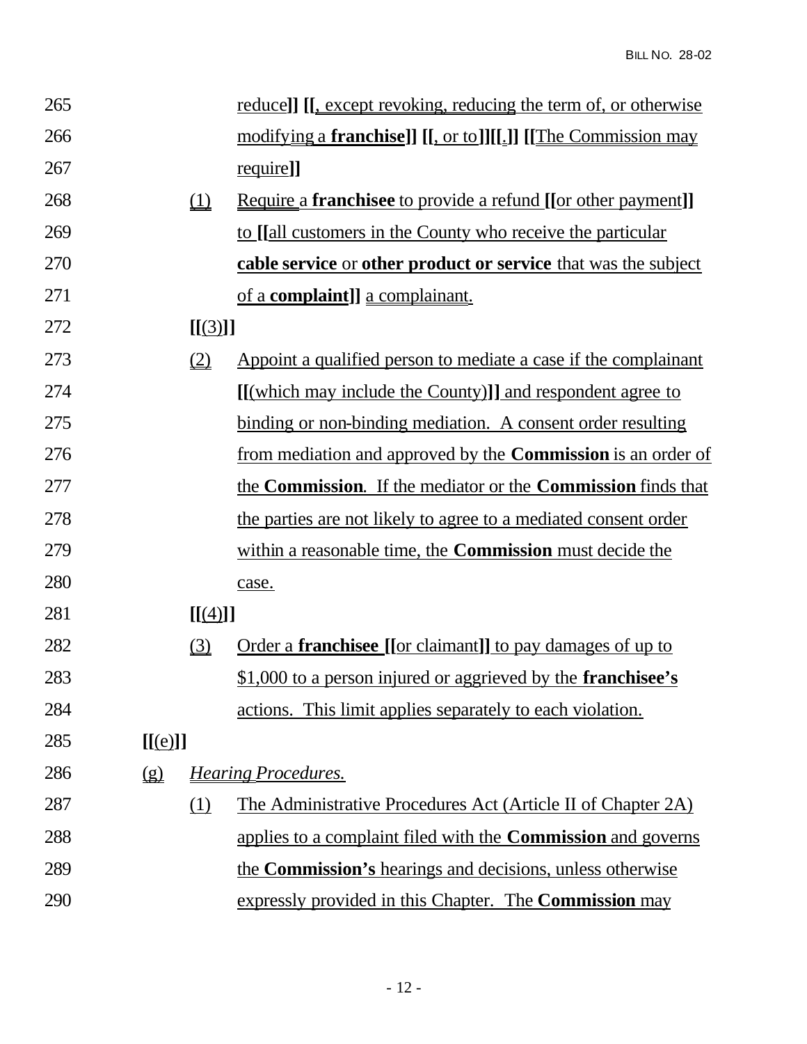265 reduce]] [[, except revoking, reducing the term of, or otherwise
266 modifying a **franchise**]] [[, or to]][[.]] [[The Commission may
267 require]]

268 (1) Require a **franchisee** to provide a refund [[or other payment]]
269 to [[all customers in the County who receive the particular
270 **cable service** or **other product or service** that was the subject
271 of a **complaint**]] a complainant.

272 [[(3)]]

273 (2) Appoint a qualified person to mediate a case if the complainant
274 [[(which may include the County)]] and respondent agree to
275 binding or non-binding mediation. A consent order resulting
276 from mediation and approved by the **Commission** is an order of
277 the **Commission**. If the mediator or the **Commission** finds that
278 the parties are not likely to agree to a mediated consent order
279 within a reasonable time, the **Commission** must decide the
280 case.

281 [[(4)]]

282 (3) Order a **franchisee** [[or claimant]] to pay damages of up to
283 $1,000 to a person injured or aggrieved by the **franchisee's**
284 actions. This limit applies separately to each violation.

285 [[(e)]]

286 (g) *Hearing Procedures.*

287 (1) The Administrative Procedures Act (Article II of Chapter 2A)
288 applies to a complaint filed with the **Commission** and governs
289 the **Commission's** hearings and decisions, unless otherwise
290 expressly provided in this Chapter. The **Commission** may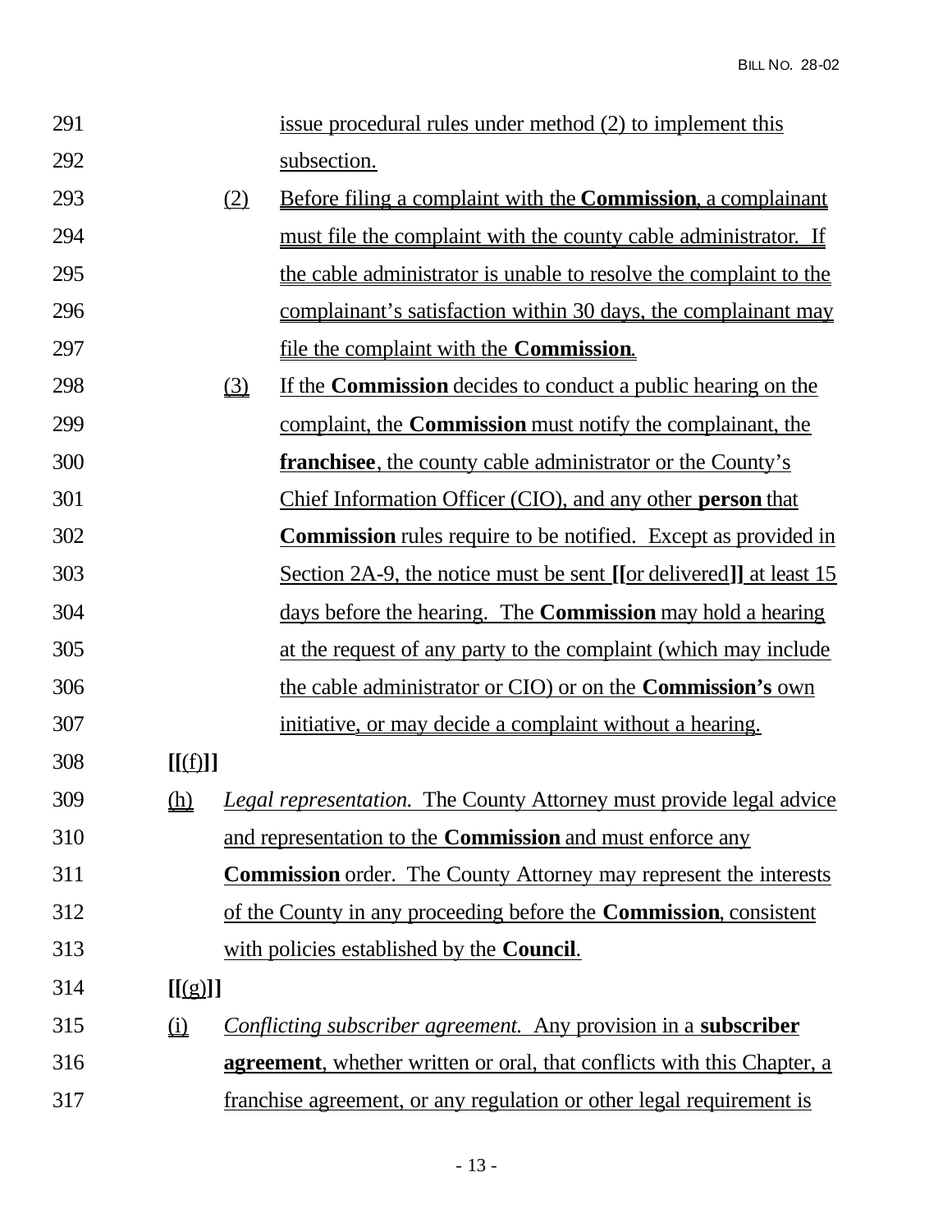291 issue procedural rules under method (2) to implement this
292 subsection.

293 (2) Before filing a complaint with the **Commission**, a complainant
294 must file the complaint with the county cable administrator. If
295 the cable administrator is unable to resolve the complaint to the
296 complainant's satisfaction within 30 days, the complainant may
297 file the complaint with the **Commission**.

298 (3) If the **Commission** decides to conduct a public hearing on the
299 complaint, the **Commission** must notify the complainant, the
300 **franchisee**, the county cable administrator or the County's
301 Chief Information Officer (CIO), and any other **person** that
302 **Commission** rules require to be notified. Except as provided in
303 Section 2A-9, the notice must be sent **[[**or delivered**]]** at least 15
304 days before the hearing. The **Commission** may hold a hearing
305 at the request of any party to the complaint (which may include
306 the cable administrator or CIO) or on the **Commission's** own
307 initiative, or may decide a complaint without a hearing.

308 **[[**(f)**]]**

309 (h) *Legal representation.* The County Attorney must provide legal advice
310 and representation to the **Commission** and must enforce any
311 **Commission** order. The County Attorney may represent the interests
312 of the County in any proceeding before the **Commission**, consistent
313 with policies established by the **Council**.

314 **[[**(g)**]]**

315 (i) *Conflicting subscriber agreement.* Any provision in a **subscriber**
316 **agreement**, whether written or oral, that conflicts with this Chapter, a
317 franchise agreement, or any regulation or other legal requirement is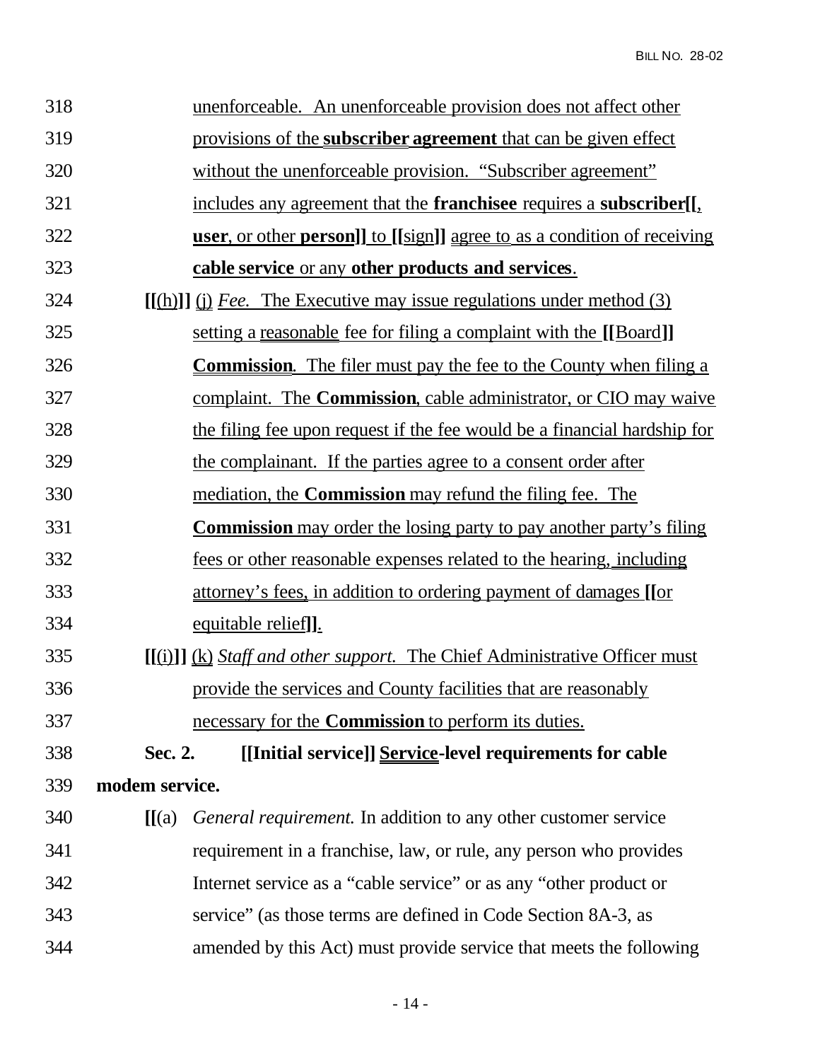318 unenforceable. An unenforceable provision does not affect other
319 provisions of the **subscriber agreement** that can be given effect
320 without the unenforceable provision. "Subscriber agreement"
321 includes any agreement that the **franchisee** requires a **subscriber[[,**
322 **user**, or other **person]]** to **[[**sign**]]** agree to as a condition of receiving
323 **cable service** or any **other products and services**.

324 **[[**(h)**]]** (j) *Fee.* The Executive may issue regulations under method (3)
325 setting a reasonable fee for filing a complaint with the **[[**Board**]]**
326 **Commission**. The filer must pay the fee to the County when filing a
327 complaint. The **Commission**, cable administrator, or CIO may waive
328 the filing fee upon request if the fee would be a financial hardship for
329 the complainant. If the parties agree to a consent order after
330 mediation, the **Commission** may refund the filing fee. The
331 **Commission** may order the losing party to pay another party's filing
332 fees or other reasonable expenses related to the hearing, including
333 attorney's fees, in addition to ordering payment of damages **[[**or
334 equitable relief**]]**.

335 **[[**(i)**]]** (k) *Staff and other support.* The Chief Administrative Officer must
336 provide the services and County facilities that are reasonably
337 necessary for the **Commission** to perform its duties.

338 **Sec. 2. [[Initial service]] Service-level requirements for cable**
339 **modem service.**

340 **[[**(a) *General requirement.* In addition to any other customer service
341 requirement in a franchise, law, or rule, any person who provides
342 Internet service as a "cable service" or as any "other product or
343 service" (as those terms are defined in Code Section 8A-3, as
344 amended by this Act) must provide service that meets the following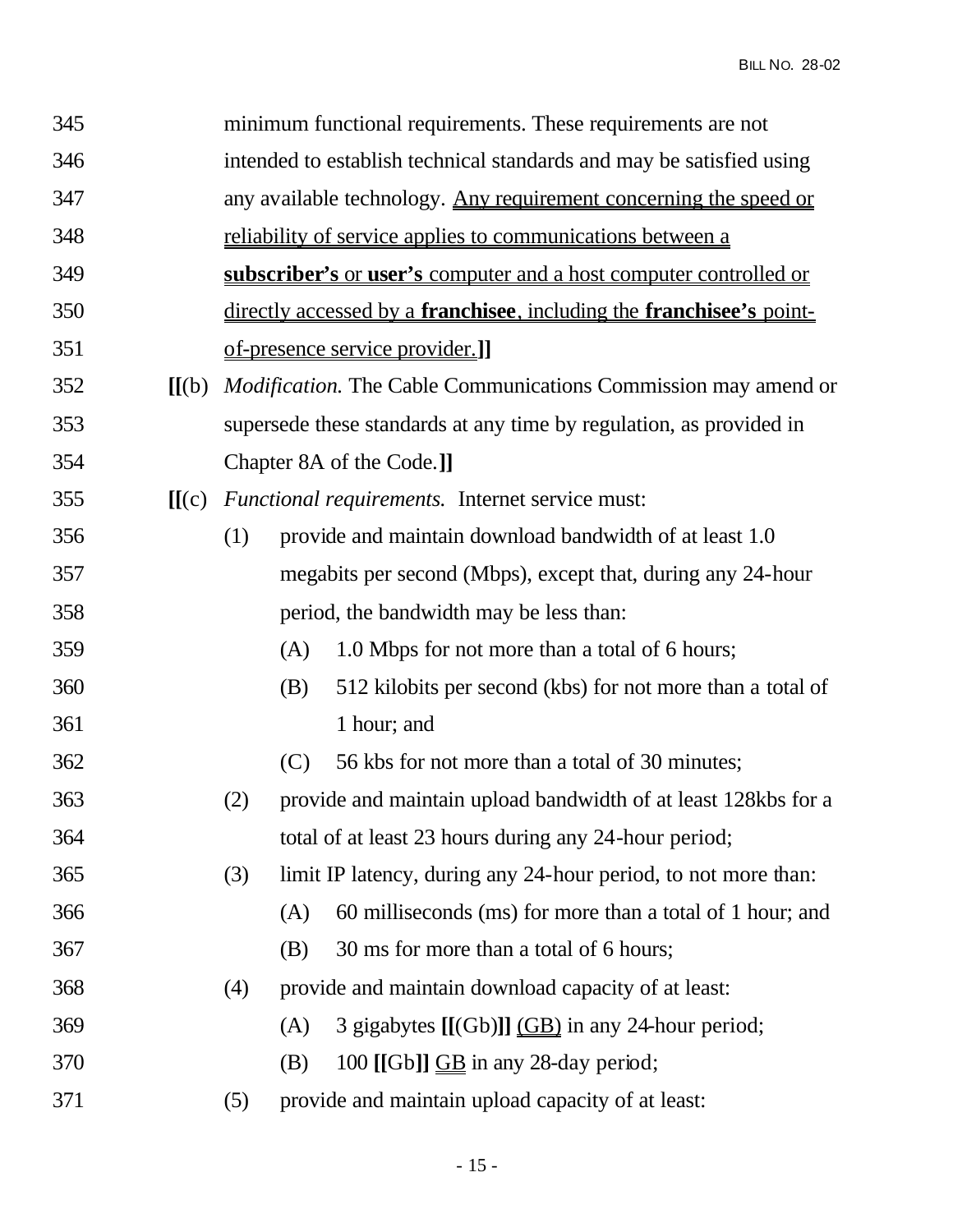345 minimum functional requirements. These requirements are not

346 intended to establish technical standards and may be satisfied using

347 any available technology. <u>Any requirement concerning the speed or</u>

348 <u>reliability of service applies to communications between a</u>

349 <u>**subscriber's** or **user's** computer and a host computer controlled or</u>

350 <u>directly accessed by a **franchisee**, including the **franchisee's** point-</u>

351 <u>of-presence service provider.</u>**]]**

352 **[[**(b) *Modification.* The Cable Communications Commission may amend or

353 supersede these standards at any time by regulation, as provided in

354 Chapter 8A of the Code.**]]**

355 **[[**(c) *Functional requirements.* Internet service must:

356 (1) provide and maintain download bandwidth of at least 1.0

357 megabits per second (Mbps), except that, during any 24-hour

358 period, the bandwidth may be less than:

359 (A) 1.0 Mbps for not more than a total of 6 hours;

360 (B) 512 kilobits per second (kbs) for not more than a total of

361 1 hour; and

362 (C) 56 kbs for not more than a total of 30 minutes;

363 (2) provide and maintain upload bandwidth of at least 128kbs for a

364 total of at least 23 hours during any 24-hour period;

365 (3) limit IP latency, during any 24-hour period, to not more than:

366 (A) 60 milliseconds (ms) for more than a total of 1 hour; and

367 (B) 30 ms for more than a total of 6 hours;

368 (4) provide and maintain download capacity of at least:

369 (A) 3 gigabytes **[[**(Gb)**]]** <u>(GB)</u> in any 24-hour period;

370 (B) 100 **[[**Gb**]]** <u>GB</u> in any 28-day period;

371 (5) provide and maintain upload capacity of at least: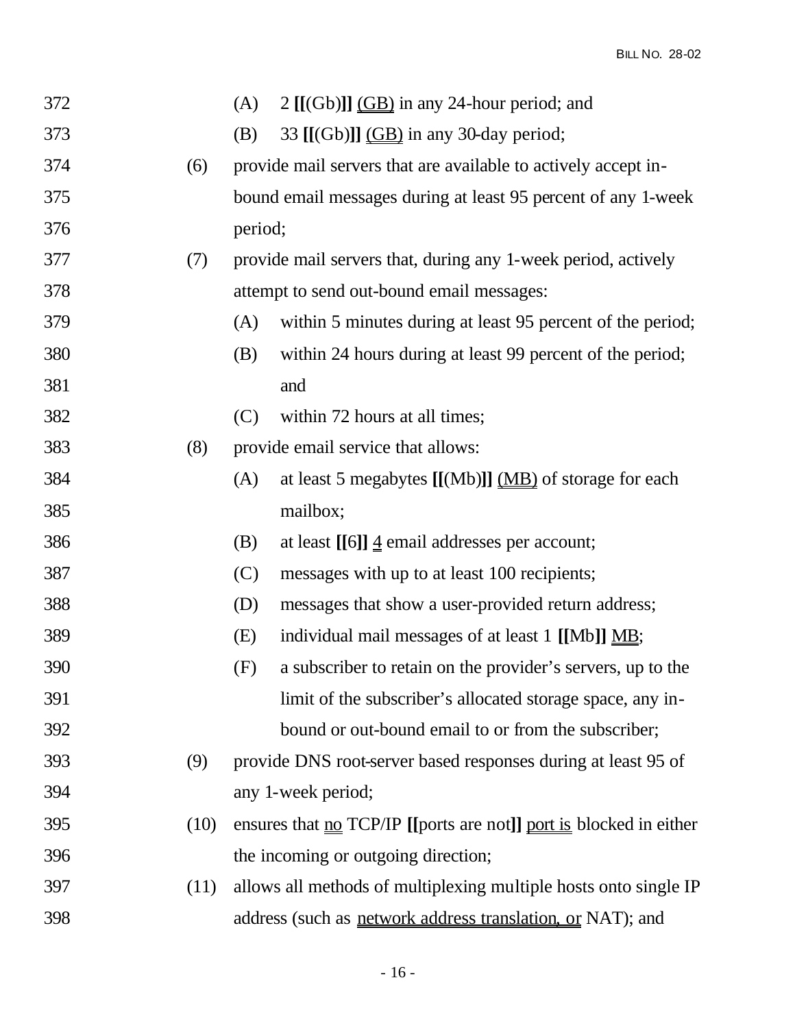372 (A) 2 **[[**(Gb)**]]** <u>(GB)</u> in any 24-hour period; and

373 (B) 33 **[[**(Gb)**]]** <u>(GB)</u> in any 30-day period;

374 (6) provide mail servers that are available to actively accept in-

375 bound email messages during at least 95 percent of any 1-week

376 period;

377 (7) provide mail servers that, during any 1-week period, actively

378 attempt to send out-bound email messages:

379 (A) within 5 minutes during at least 95 percent of the period;

380 (B) within 24 hours during at least 99 percent of the period;

381 and

382 (C) within 72 hours at all times;

383 (8) provide email service that allows:

384 (A) at least 5 megabytes **[[**(Mb)**]]** <u>(MB)</u> of storage for each

385 mailbox;

386 (B) at least **[[**6**]]** <u>4</u> email addresses per account;

387 (C) messages with up to at least 100 recipients;

388 (D) messages that show a user-provided return address;

389 (E) individual mail messages of at least 1 **[[**Mb**]]** <u>MB</u>;

390 (F) a subscriber to retain on the provider's servers, up to the

391 limit of the subscriber's allocated storage space, any in-

392 bound or out-bound email to or from the subscriber;

393 (9) provide DNS root-server based responses during at least 95 of

394 any 1-week period;

395 (10) ensures that <u>no</u> TCP/IP **[[**ports are not**]]** <u>port is</u> blocked in either

396 the incoming or outgoing direction;

397 (11) allows all methods of multiplexing multiple hosts onto single IP

398 address (such as <u>network address translation, or</u> NAT); and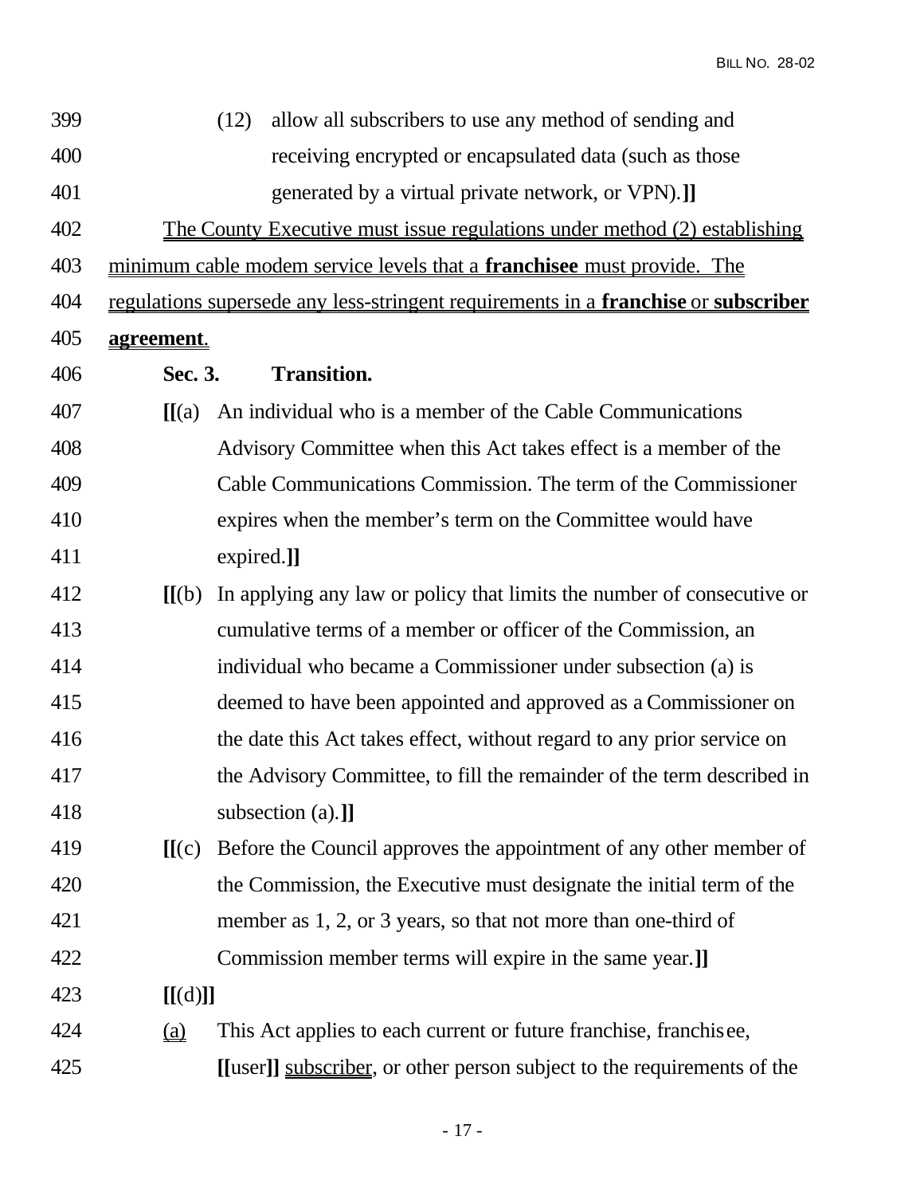(12) allow all subscribers to use any method of sending and receiving encrypted or encapsulated data (such as those generated by a virtual private network, or VPN).**]]**

The County Executive must issue regulations under method (2) establishing minimum cable modem service levels that a **franchisee** must provide. The regulations supersede any less-stringent requirements in a **franchise** or **subscriber agreement**.

**Sec. 3. Transition.**

**[[**(a) An individual who is a member of the Cable Communications Advisory Committee when this Act takes effect is a member of the Cable Communications Commission. The term of the Commissioner expires when the member's term on the Committee would have expired.**]]**

**[[**(b) In applying any law or policy that limits the number of consecutive or cumulative terms of a member or officer of the Commission, an individual who became a Commissioner under subsection (a) is deemed to have been appointed and approved as a Commissioner on the date this Act takes effect, without regard to any prior service on the Advisory Committee, to fill the remainder of the term described in subsection (a).**]]**

**[[**(c) Before the Council approves the appointment of any other member of the Commission, the Executive must designate the initial term of the member as 1, 2, or 3 years, so that not more than one-third of Commission member terms will expire in the same year.**]]**

**[[**(d)**]]**

(a) This Act applies to each current or future franchise, franchisee, **[[**user**]]** subscriber, or other person subject to the requirements of the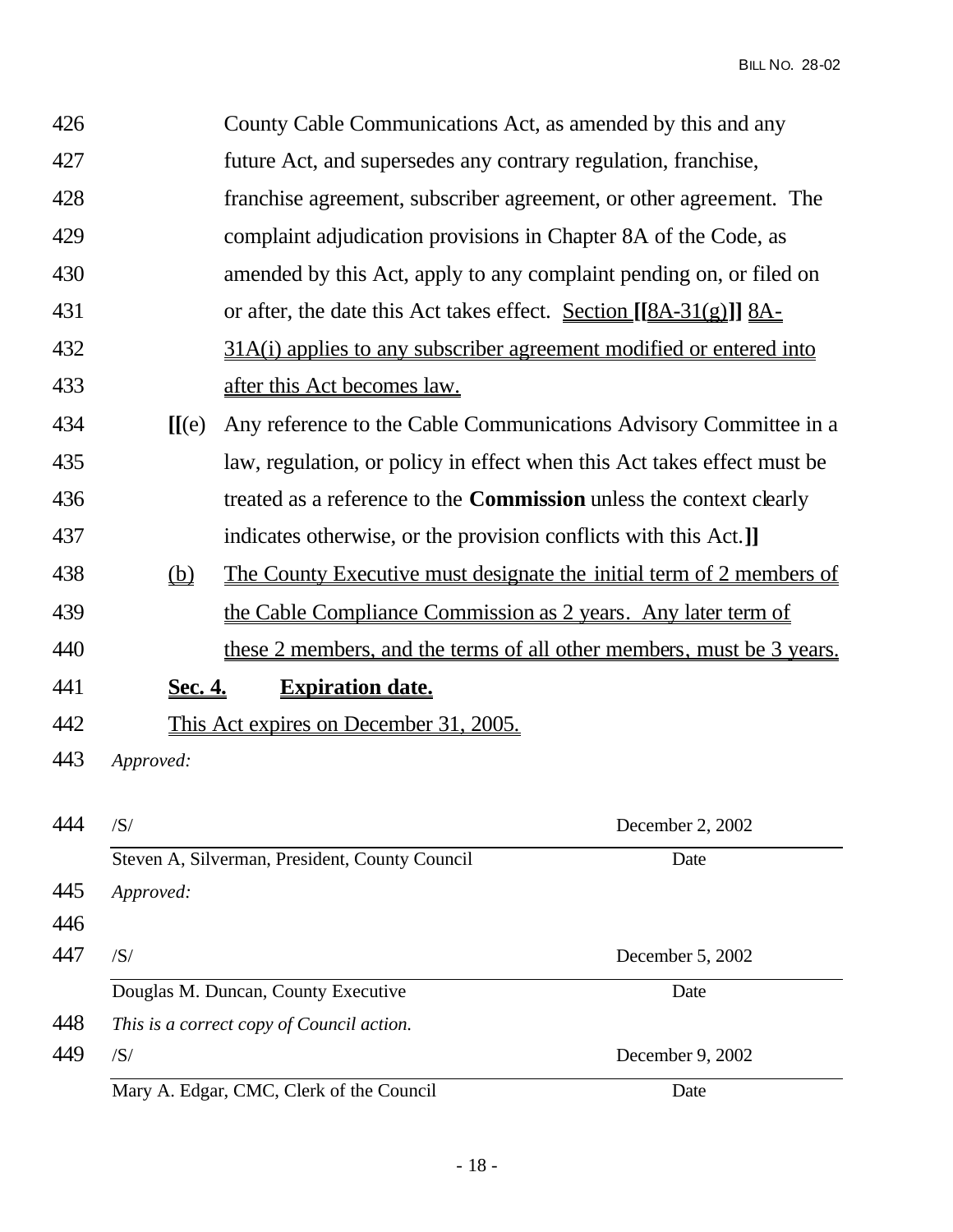County Cable Communications Act, as amended by this and any future Act, and supersedes any contrary regulation, franchise, franchise agreement, subscriber agreement, or other agreement. The complaint adjudication provisions in Chapter 8A of the Code, as amended by this Act, apply to any complaint pending on, or filed on or after, the date this Act takes effect. Section **[[**8A-31(g)**]]** 8A-31A(i) applies to any subscriber agreement modified or entered into after this Act becomes law.

**[[**(e) Any reference to the Cable Communications Advisory Committee in a law, regulation, or policy in effect when this Act takes effect must be treated as a reference to the **Commission** unless the context clearly indicates otherwise, or the provision conflicts with this Act.**]]**

(b) The County Executive must designate the initial term of 2 members of the Cable Compliance Commission as 2 years. Any later term of these 2 members, and the terms of all other members, must be 3 years.

**Sec. 4. Expiration date.**

This Act expires on December 31, 2005.

*Approved:*

/S/ December 2, 2002

Steven A, Silverman, President, County Council Date

*Approved:*

/S/ December 5, 2002

Douglas M. Duncan, County Executive Date

*This is a correct copy of Council action.*

/S/ December 9, 2002

Mary A. Edgar, CMC, Clerk of the Council Date